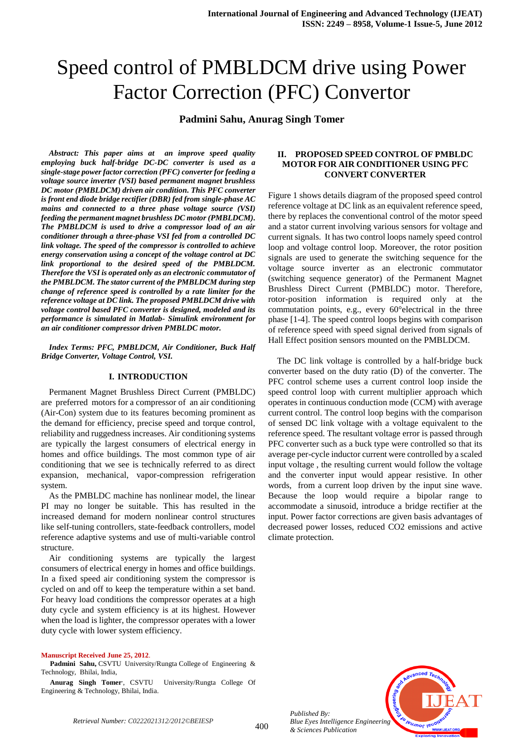# Speed control of PMBLDCM drive using Power Factor Correction (PFC) Convertor

**Padmini Sahu, Anurag Singh Tomer**

***Abstract: This paper aims at an improve speed quality employing buck half-bridge DC-DC converter is used as a single-stage power factor correction (PFC) converter for feeding a voltage source inverter (VSI) based permanent magnet brushless DC motor (PMBLDCM) driven air condition. This PFC converter is front end diode bridge rectifier (DBR) fed from single-phase AC mains and connected to a three phase voltage source (VSI) feeding the permanent magnet brushless DC motor (PMBLDCM). The PMBLDCM is used to drive a compressor load of an air conditioner through a three-phase VSI fed from a controlled DC link voltage. The speed of the compressor is controlled to achieve energy conservation using a concept of the voltage control at DC link proportional to the desired speed of the PMBLDCM. Therefore the VSI is operated only as an electronic commutator of the PMBLDCM. The stator current of the PMBLDCM during step change of reference speed is controlled by a rate limiter for the reference voltage at DC link. The proposed PMBLDCM drive with voltage control based PFC converter is designed, modeled and its performance is simulated in Matlab- Simulink environment for an air conditioner compressor driven PMBLDC motor.***

***Index Terms: PFC, PMBLDCM, Air Conditioner, Buck Half Bridge Converter, Voltage Control, VSI.***

## I. INTRODUCTION

Permanent Magnet Brushless Direct Current (PMBLDC) are preferred motors for a compressor of an air conditioning (Air-Con) system due to its features becoming prominent as the demand for efficiency, precise speed and torque control, reliability and ruggedness increases. Air conditioning systems are typically the largest consumers of electrical energy in homes and office buildings. The most common type of air conditioning that we see is technically referred to as direct expansion, mechanical, vapor-compression refrigeration system.

As the PMBLDC machine has nonlinear model, the linear PI may no longer be suitable. This has resulted in the increased demand for modern nonlinear control structures like self-tuning controllers, state-feedback controllers, model reference adaptive systems and use of multi-variable control structure.

Air conditioning systems are typically the largest consumers of electrical energy in homes and office buildings. In a fixed speed air conditioning system the compressor is cycled on and off to keep the temperature within a set band. For heavy load conditions the compressor operates at a high duty cycle and system efficiency is at its highest. However when the load is lighter, the compressor operates with a lower duty cycle with lower system efficiency.

## II. PROPOSED SPEED CONTROL OF PMBLDC MOTOR FOR AIR CONDITIONER USING PFC CONVERT CONVERTER

Figure 1 shows details diagram of the proposed speed control reference voltage at DC link as an equivalent reference speed, there by replaces the conventional control of the motor speed and a stator current involving various sensors for voltage and current signals. It has two control loops namely speed control loop and voltage control loop. Moreover, the rotor position signals are used to generate the switching sequence for the voltage source inverter as an electronic commutator (switching sequence generator) of the Permanent Magnet Brushless Direct Current (PMBLDC) motor. Therefore, rotor-position information is required only at the commutation points, e.g., every 60°electrical in the three phase [1-4]. The speed control loops begins with comparison of reference speed with speed signal derived from signals of Hall Effect position sensors mounted on the PMBLDCM.

The DC link voltage is controlled by a half-bridge buck converter based on the duty ratio (D) of the converter. The PFC control scheme uses a current control loop inside the speed control loop with current multiplier approach which operates in continuous conduction mode (CCM) with average current control. The control loop begins with the comparison of sensed DC link voltage with a voltage equivalent to the reference speed. The resultant voltage error is passed through PFC converter such as a buck type were controlled so that its average per-cycle inductor current were controlled by a scaled input voltage , the resulting current would follow the voltage and the converter input would appear resistive. In other words, from a current loop driven by the input sine wave. Because the loop would require a bipolar range to accommodate a sinusoid, introduce a bridge rectifier at the input. Power factor corrections are given basis advantages of decreased power losses, reduced $CO_2$ emissions and active climate protection.

**Manuscript Received June 25, 2012.**

**Padmini Sahu,** CSVTU University/Rungta College of Engineering & Technology, Bhilai, India,

**Anurag Singh Tomer**, CSVTU University/Rungta College Of Engineering & Technology, Bhilai, India.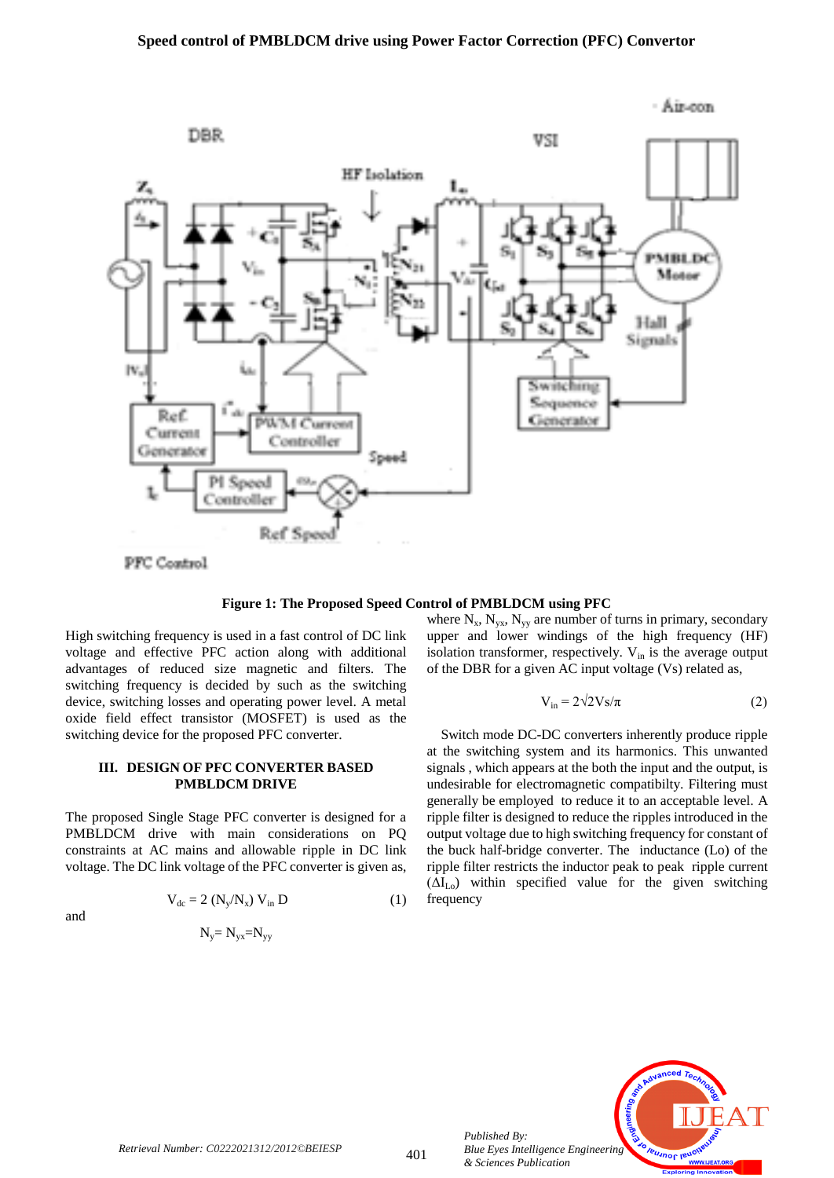**Figure 1: The Proposed Speed Control of PMBLDCM using PFC**

High switching frequency is used in a fast control of DC link voltage and effective PFC action along with additional advantages of reduced size magnetic and filters. The switching frequency is decided by such as the switching device, switching losses and operating power level. A metal oxide field effect transistor (MOSFET) is used as the switching device for the proposed PFC converter.

## III. DESIGN OF PFC CONVERTER BASED PMBLDCM DRIVE

The proposed Single Stage PFC converter is designed for a PMBLDCM drive with main considerations on PQ constraints at AC mains and allowable ripple in DC link voltage. The DC link voltage of the PFC converter is given as,

$$V_{dc} = 2\,(N_y/N_x)\,V_{in}\,D \qquad (1)$$

and

$$N_y = N_{yx} = N_{yy}$$

where $N_x$, $N_{yx}$, $N_{yy}$ are number of turns in primary, secondary upper and lower windings of the high frequency (HF) isolation transformer, respectively. $V_{in}$ is the average output of the DBR for a given AC input voltage (Vs) related as,

$$V_{in} = 2\sqrt{2}Vs/\pi \qquad (2)$$

Switch mode DC-DC converters inherently produce ripple at the switching system and its harmonics. This unwanted signals , which appears at the both the input and the output, is undesirable for electromagnetic compatibilty. Filtering must generally be employed to reduce it to an acceptable level. A ripple filter is designed to reduce the ripples introduced in the output voltage due to high switching frequency for constant of the buck half-bridge converter. The inductance (Lo) of the ripple filter restricts the inductor peak to peak ripple current ($\Delta I_{Lo}$) within specified value for the given switching frequency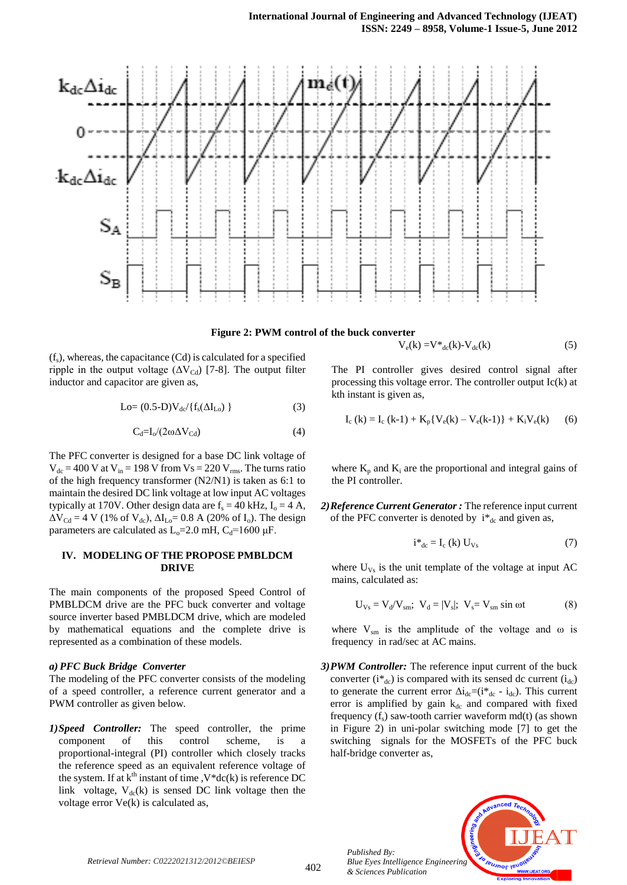**Figure 2: PWM control of the buck converter**

($f_s$), whereas, the capacitance (Cd) is calculated for a specified ripple in the output voltage ($\Delta V_{Cd}$) [7-8]. The output filter inductor and capacitor are given as,

$$L_o = (0.5\text{-}D)V_{dc}/\{f_s(\Delta I_{Lo})\} \quad (3)$$

$$C_d = I_o/(2\omega\Delta V_{Cd}) \quad (4)$$

The PFC converter is designed for a base DC link voltage of $V_{dc}$ = 400 V at $V_{in}$ = 198 V from Vs = 220 $V_{rms}$. The turns ratio of the high frequency transformer (N2/N1) is taken as 6:1 to maintain the desired DC link voltage at low input AC voltages typically at 170V. Other design data are $f_s$ = 40 kHz, $I_o$ = 4 A, $\Delta V_{Cd}$ = 4 V (1% of $V_{dc}$), $\Delta I_{Lo}$= 0.8 A (20% of $I_o$). The design parameters are calculated as $L_o$=2.0 mH, $C_d$=1600 µF.

## IV. MODELING OF THE PROPOSE PMBLDCM DRIVE

The main components of the proposed Speed Control of PMBLDCM drive are the PFC buck converter and voltage source inverter based PMBLDCM drive, which are modeled by mathematical equations and the complete drive is represented as a combination of these models.

### *a) PFC Buck Bridge Converter*

The modeling of the PFC converter consists of the modeling of a speed controller, a reference current generator and a PWM controller as given below.

***1) Speed Controller:*** The speed controller, the prime component of this control scheme, is a proportional-integral (PI) controller which closely tracks the reference speed as an equivalent reference voltage of the system. If at $k^{th}$ instant of time ,$V^*dc(k)$ is reference DC link voltage, $V_{dc}(k)$ is sensed DC link voltage then the voltage error Ve(k) is calculated as,

$$V_e(k) = V^*_{dc}(k) - V_{dc}(k) \quad (5)$$

The PI controller gives desired control signal after processing this voltage error. The controller output Ic(k) at kth instant is given as,

$$I_c(k) = I_c(k\text{-}1) + K_p\{V_e(k) - V_e(k\text{-}1)\} + K_iV_e(k) \quad (6)$$

where $K_p$ and $K_i$ are the proportional and integral gains of the PI controller.

***2) Reference Current Generator :*** The reference input current of the PFC converter is denoted by $i^*_{dc}$ and given as,

$$i^*_{dc} = I_c(k)\, U_{Vs} \quad (7)$$

where $U_{Vs}$ is the unit template of the voltage at input AC mains, calculated as:

$$U_{Vs} = V_d/V_{sm};\ V_d = |V_s|;\ V_s = V_{sm} \sin \omega t \quad (8)$$

where $V_{sm}$ is the amplitude of the voltage and ω is frequency in rad/sec at AC mains.

***3) PWM Controller:*** The reference input current of the buck converter ($i^*_{dc}$) is compared with its sensed dc current ($i_{dc}$) to generate the current error $\Delta i_{dc}$=($i^*_{dc}$ - $i_{dc}$). This current error is amplified by gain $k_{dc}$ and compared with fixed frequency ($f_s$) saw-tooth carrier waveform md(t) (as shown in Figure 2) in uni-polar switching mode [7] to get the switching signals for the MOSFETs of the PFC buck half-bridge converter as,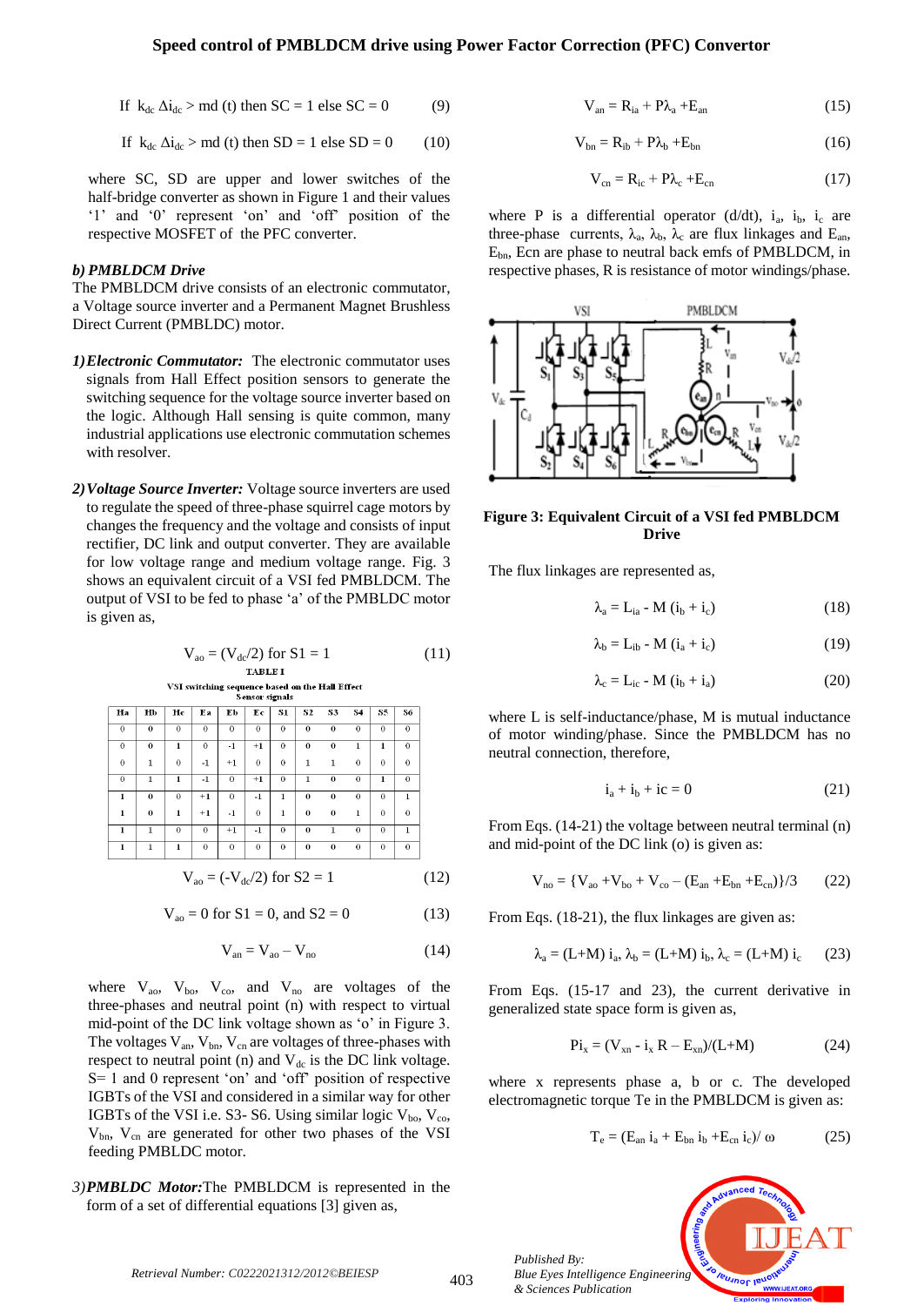If $k_{dc}\ \Delta i_{dc} > md\ (t)$ then SC = 1 else SC = 0 (9)

If $k_{dc}\ \Delta i_{dc} > md\ (t)$ then SD = 1 else SD = 0 (10)

where SC, SD are upper and lower switches of the half-bridge converter as shown in Figure 1 and their values '1' and '0' represent 'on' and 'off' position of the respective MOSFET of the PFC converter.

### *b) PMBLDCM Drive*

The PMBLDCM drive consists of an electronic commutator, a Voltage source inverter and a Permanent Magnet Brushless Direct Current (PMBLDC) motor.

1) ***Electronic Commutator:*** The electronic commutator uses signals from Hall Effect position sensors to generate the switching sequence for the voltage source inverter based on the logic. Although Hall sensing is quite common, many industrial applications use electronic commutation schemes with resolver.

2) ***Voltage Source Inverter:*** Voltage source inverters are used to regulate the speed of three-phase squirrel cage motors by changes the frequency and the voltage and consists of input rectifier, DC link and output converter. They are available for low voltage range and medium voltage range. Fig. 3 shows an equivalent circuit of a VSI fed PMBLDCM. The output of VSI to be fed to phase 'a' of the PMBLDC motor is given as,

$$V_{ao} = (V_{dc}/2) \text{ for S1} = 1 \quad (11)$$

TABLE I
VSI switching sequence based on the Hall Effect Sensor signals

| Ha | Hb | Hc | Ea | Eb | Ec | S1 | S2 | S3 | S4 | S5 | S6 |
|---|---|---|---|---|---|---|---|---|---|---|---|
| 0 | 0 | 0 | 0 | 0 | 0 | 0 | 0 | 0 | 0 | 0 | 0 |
| 0 | 0 | 1 | 0 | -1 | +1 | 0 | 0 | 0 | 1 | 1 | 0 |
| 0 | 1 | 0 | -1 | +1 | 0 | 0 | 1 | 1 | 0 | 0 | 0 |
| 0 | 1 | 1 | -1 | 0 | +1 | 0 | 1 | 0 | 0 | 1 | 0 |
| 1 | 0 | 0 | +1 | 0 | -1 | 1 | 0 | 0 | 0 | 0 | 1 |
| 1 | 0 | 1 | +1 | -1 | 0 | 1 | 0 | 0 | 1 | 0 | 0 |
| 1 | 1 | 0 | 0 | +1 | -1 | 0 | 0 | 1 | 0 | 0 | 1 |
| 1 | 1 | 1 | 0 | 0 | 0 | 0 | 0 | 0 | 0 | 0 | 0 |

$$V_{ao} = (-V_{dc}/2) \text{ for S2} = 1 \quad (12)$$

$$V_{ao} = 0 \text{ for S1} = 0, \text{ and S2} = 0 \quad (13)$$

$$V_{an} = V_{ao} - V_{no} \quad (14)$$

where $V_{ao}$, $V_{bo}$, $V_{co}$, and $V_{no}$ are voltages of the three-phases and neutral point (n) with respect to virtual mid-point of the DC link voltage shown as 'o' in Figure 3. The voltages $V_{an}$, $V_{bn}$, $V_{cn}$ are voltages of three-phases with respect to neutral point (n) and $V_{dc}$ is the DC link voltage. S= 1 and 0 represent 'on' and 'off' position of respective IGBTs of the VSI and considered in a similar way for other IGBTs of the VSI i.e. S3- S6. Using similar logic $V_{bo}$, $V_{co}$, $V_{bn}$, $V_{cn}$ are generated for other two phases of the VSI feeding PMBLDC motor.

3) ***PMBLDC Motor:*** The PMBLDCM is represented in the form of a set of differential equations [3] given as,

$$V_{an} = R_{ia} + P\lambda_a + E_{an} \quad (15)$$

$$V_{bn} = R_{ib} + P\lambda_b + E_{bn} \quad (16)$$

$$V_{cn} = R_{ic} + P\lambda_c + E_{cn} \quad (17)$$

where P is a differential operator (d/dt), $i_a$, $i_b$, $i_c$ are three-phase currents, $\lambda_a$, $\lambda_b$, $\lambda_c$ are flux linkages and $E_{an}$, $E_{bn}$, Ecn are phase to neutral back emfs of PMBLDCM, in respective phases, R is resistance of motor windings/phase.

**Figure 3: Equivalent Circuit of a VSI fed PMBLDCM Drive**

The flux linkages are represented as,

$$\lambda_a = L_{ia} - M\ (i_b + i_c) \quad (18)$$

$$\lambda_b = L_{ib} - M\ (i_a + i_c) \quad (19)$$

$$\lambda_c = L_{ic} - M\ (i_b + i_a) \quad (20)$$

where L is self-inductance/phase, M is mutual inductance of motor winding/phase. Since the PMBLDCM has no neutral connection, therefore,

$$i_a + i_b + ic = 0 \quad (21)$$

From Eqs. (14-21) the voltage between neutral terminal (n) and mid-point of the DC link (o) is given as:

$$V_{no} = \{V_{ao} + V_{bo} + V_{co} - (E_{an} + E_{bn} + E_{cn})\}/3 \quad (22)$$

From Eqs. (18-21), the flux linkages are given as:

$$\lambda_a = (L+M)\ i_a,\ \lambda_b = (L+M)\ i_b,\ \lambda_c = (L+M)\ i_c \quad (23)$$

From Eqs. (15-17 and 23), the current derivative in generalized state space form is given as,

$$Pi_x = (V_{xn} - i_x\ R - E_{xn})/(L+M) \quad (24)$$

where x represents phase a, b or c. The developed electromagnetic torque Te in the PMBLDCM is given as:

$$T_e = (E_{an}\ i_a + E_{bn}\ i_b + E_{cn}\ i_c)/\ \omega \quad (25)$$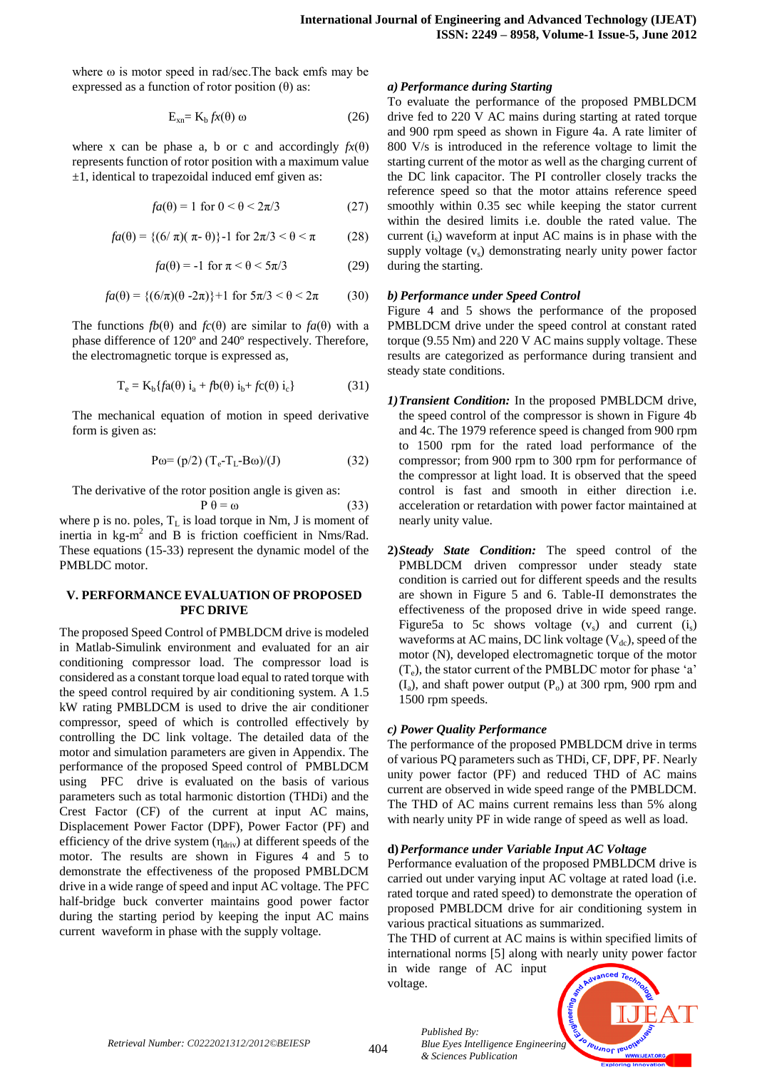where ω is motor speed in rad/sec.The back emfs may be expressed as a function of rotor position (θ) as:

$$E_{xn}= K_b fx(\theta)\, \omega \qquad (26)$$

where x can be phase a, b or c and accordingly $fx(\theta)$ represents function of rotor position with a maximum value ±1, identical to trapezoidal induced emf given as:

$$fa(\theta) = 1 \text{ for } 0 < \theta < 2\pi/3 \qquad (27)$$

$$fa(\theta) = \{(6/\pi)(\pi - \theta)\}-1 \text{ for } 2\pi/3 < \theta < \pi \qquad (28)$$

$$fa(\theta) = -1 \text{ for } \pi < \theta < 5\pi/3 \qquad (29)$$

$$fa(\theta) = \{(6/\pi)(\theta - 2\pi)\}+1 \text{ for } 5\pi/3 < \theta < 2\pi \qquad (30)$$

The functions $fb(\theta)$ and $fc(\theta)$ are similar to $fa(\theta)$ with a phase difference of 120º and 240º respectively. Therefore, the electromagnetic torque is expressed as,

$$T_e = K_b\{fa(\theta)\, i_a + fb(\theta)\, i_b + fc(\theta)\, i_c\} \qquad (31)$$

The mechanical equation of motion in speed derivative form is given as:

$$P\omega = (p/2)\,(T_e - T_L - B\omega)/(J) \qquad (32)$$

The derivative of the rotor position angle is given as:

$$P\,\theta = \omega \qquad (33)$$

where p is no. poles, $T_L$ is load torque in Nm, J is moment of inertia in kg-m$^2$ and B is friction coefficient in Nms/Rad. These equations (15-33) represent the dynamic model of the PMBLDC motor.

## V. PERFORMANCE EVALUATION OF PROPOSED PFC DRIVE

The proposed Speed Control of PMBLDCM drive is modeled in Matlab-Simulink environment and evaluated for an air conditioning compressor load. The compressor load is considered as a constant torque load equal to rated torque with the speed control required by air conditioning system. A 1.5 kW rating PMBLDCM is used to drive the air conditioner compressor, speed of which is controlled effectively by controlling the DC link voltage. The detailed data of the motor and simulation parameters are given in Appendix. The performance of the proposed Speed control of PMBLDCM using PFC drive is evaluated on the basis of various parameters such as total harmonic distortion (THDi) and the Crest Factor (CF) of the current at input AC mains, Displacement Power Factor (DPF), Power Factor (PF) and efficiency of the drive system ($\eta_{driv}$) at different speeds of the motor. The results are shown in Figures 4 and 5 to demonstrate the effectiveness of the proposed PMBLDCM drive in a wide range of speed and input AC voltage. The PFC half-bridge buck converter maintains good power factor during the starting period by keeping the input AC mains current waveform in phase with the supply voltage.

### *a) Performance during Starting*

To evaluate the performance of the proposed PMBLDCM drive fed to 220 V AC mains during starting at rated torque and 900 rpm speed as shown in Figure 4a. A rate limiter of 800 V/s is introduced in the reference voltage to limit the starting current of the motor as well as the charging current of the DC link capacitor. The PI controller closely tracks the reference speed so that the motor attains reference speed smoothly within 0.35 sec while keeping the stator current within the desired limits i.e. double the rated value. The current ($i_s$) waveform at input AC mains is in phase with the supply voltage ($v_s$) demonstrating nearly unity power factor during the starting.

### *b) Performance under Speed Control*

Figure 4 and 5 shows the performance of the proposed PMBLDCM drive under the speed control at constant rated torque (9.55 Nm) and 220 V AC mains supply voltage. These results are categorized as performance during transient and steady state conditions.

1) ***Transient Condition:*** In the proposed PMBLDCM drive, the speed control of the compressor is shown in Figure 4b and 4c. The 1979 reference speed is changed from 900 rpm to 1500 rpm for the rated load performance of the compressor; from 900 rpm to 300 rpm for performance of the compressor at light load. It is observed that the speed control is fast and smooth in either direction i.e. acceleration or retardation with power factor maintained at nearly unity value.

2) ***Steady State Condition:*** The speed control of the PMBLDCM driven compressor under steady state condition is carried out for different speeds and the results are shown in Figure 5 and 6. Table-II demonstrates the effectiveness of the proposed drive in wide speed range. Figure5a to 5c shows voltage ($v_s$) and current ($i_s$) waveforms at AC mains, DC link voltage ($V_{dc}$), speed of the motor (N), developed electromagnetic torque of the motor ($T_e$), the stator current of the PMBLDC motor for phase 'a' ($I_a$), and shaft power output ($P_o$) at 300 rpm, 900 rpm and 1500 rpm speeds.

### *c) Power Quality Performance*

The performance of the proposed PMBLDCM drive in terms of various PQ parameters such as THDi, CF, DPF, PF. Nearly unity power factor (PF) and reduced THD of AC mains current are observed in wide speed range of the PMBLDCM. The THD of AC mains current remains less than 5% along with nearly unity PF in wide range of speed as well as load.

### d) *Performance under Variable Input AC Voltage*

Performance evaluation of the proposed PMBLDCM drive is carried out under varying input AC voltage at rated load (i.e. rated torque and rated speed) to demonstrate the operation of proposed PMBLDCM drive for air conditioning system in various practical situations as summarized.

The THD of current at AC mains is within specified limits of international norms [5] along with nearly unity power factor in wide range of AC input voltage.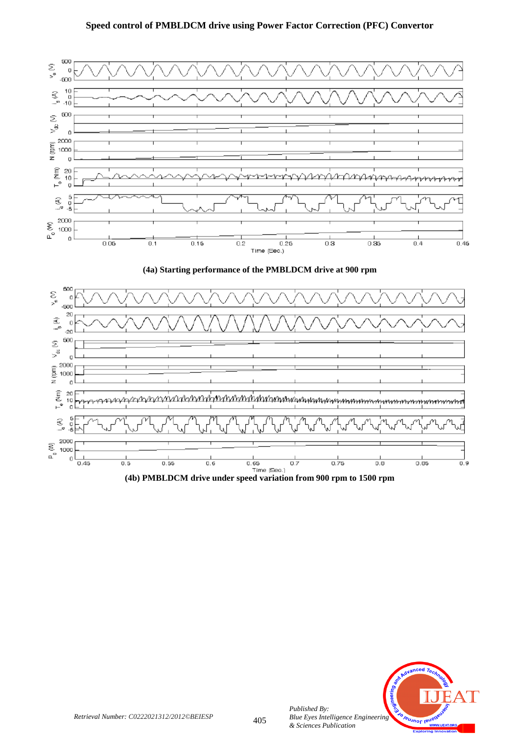(4a) Starting performance of the PMBLDCM drive at 900 rpm

(4b) PMBLDCM drive under speed variation from 900 rpm to 1500 rpm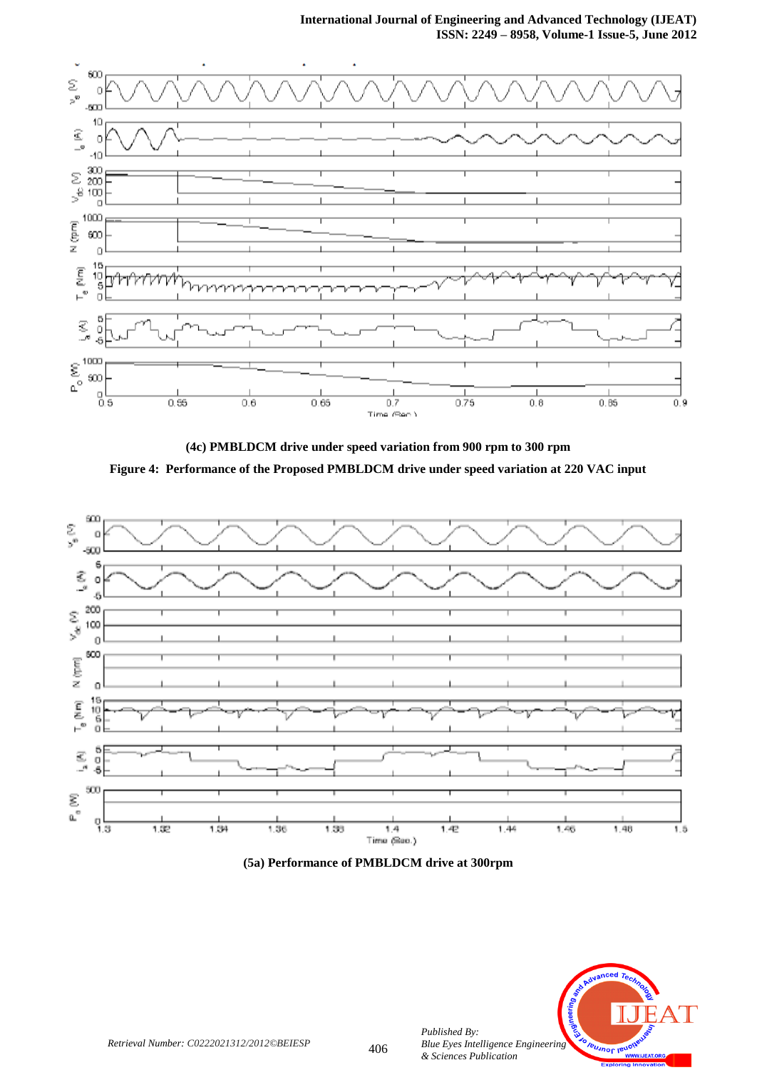(4c) PMBLDCM drive under speed variation from 900 rpm to 300 rpm

**Figure 4: Performance of the Proposed PMBLDCM drive under speed variation at 220 VAC input**

**(5a) Performance of PMBLDCM drive at 300rpm**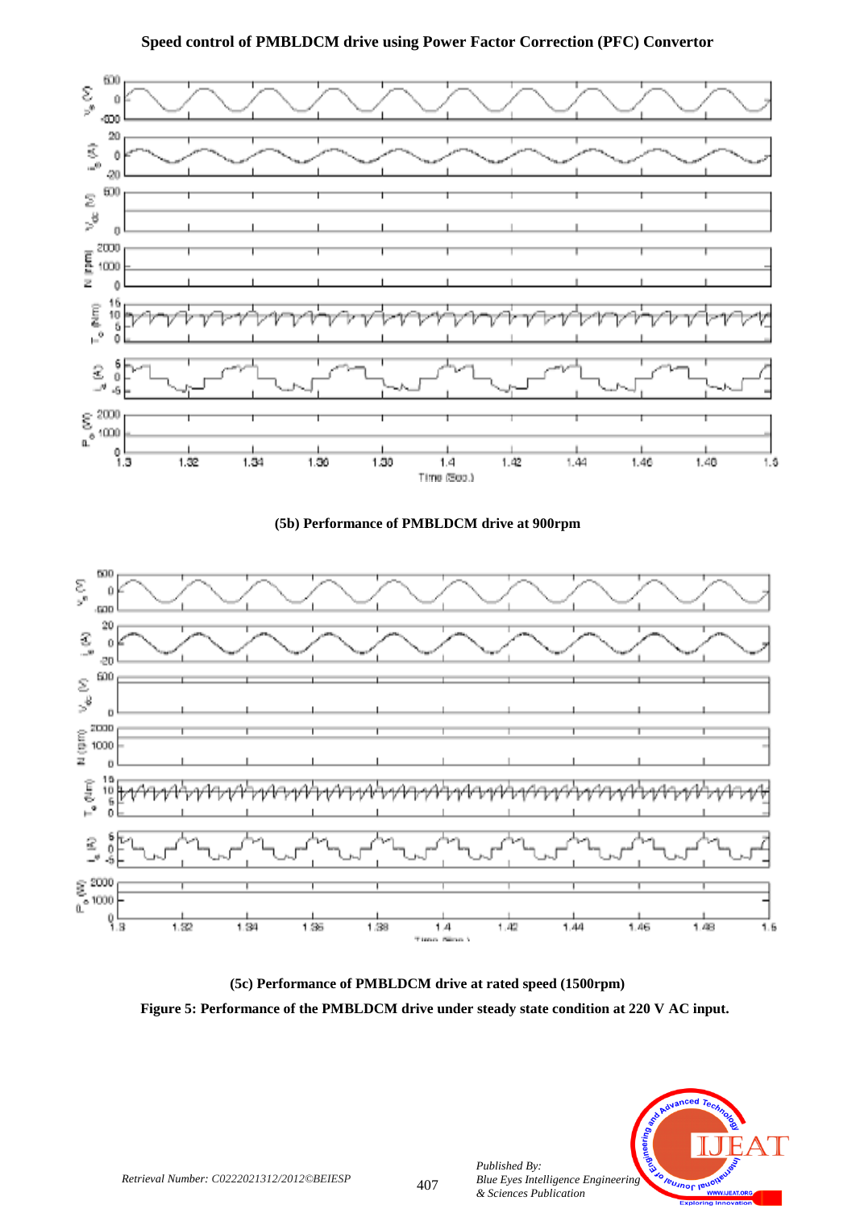(5b) Performance of PMBLDCM drive at 900rpm

(5c) Performance of PMBLDCM drive at rated speed (1500rpm)

**Figure 5: Performance of the PMBLDCM drive under steady state condition at 220 V AC input.**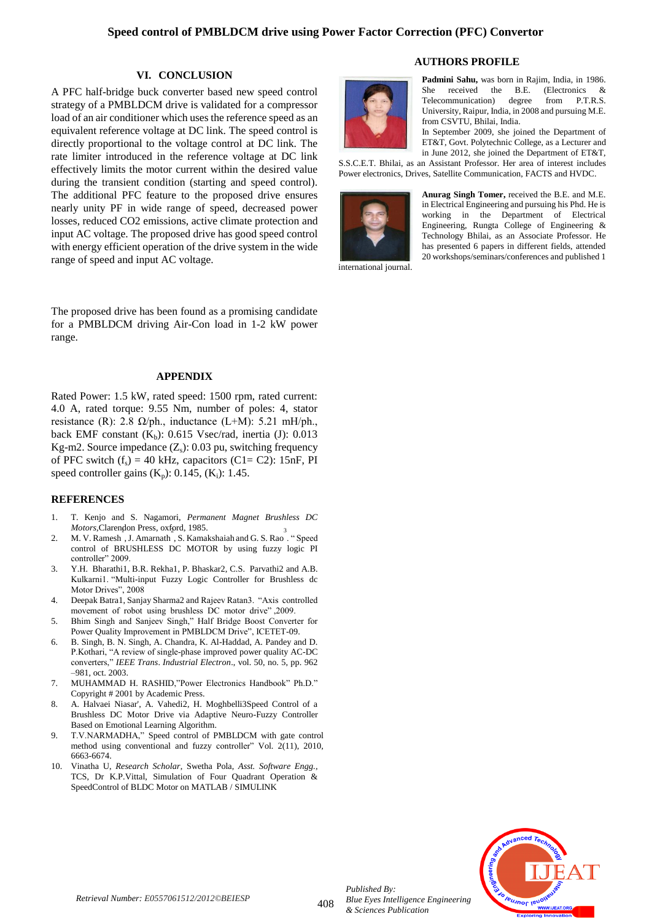## VI. CONCLUSION

A PFC half-bridge buck converter based new speed control strategy of a PMBLDCM drive is validated for a compressor load of an air conditioner which uses the reference speed as an equivalent reference voltage at DC link. The speed control is directly proportional to the voltage control at DC link. The rate limiter introduced in the reference voltage at DC link effectively limits the motor current within the desired value during the transient condition (starting and speed control). The additional PFC feature to the proposed drive ensures nearly unity PF in wide range of speed, decreased power losses, reduced CO2 emissions, active climate protection and input AC voltage. The proposed drive has good speed control with energy efficient operation of the drive system in the wide range of speed and input AC voltage.

The proposed drive has been found as a promising candidate for a PMBLDCM driving Air-Con load in 1-2 kW power range.

## APPENDIX

Rated Power: 1.5 kW, rated speed: 1500 rpm, rated current: 4.0 A, rated torque: 9.55 Nm, number of poles: 4, stator resistance (R): 2.8 Ω/ph., inductance (L+M): 5.21 mH/ph., back EMF constant ($K_b$): 0.615 Vsec/rad, inertia (J): 0.013 Kg-m2. Source impedance ($Z_s$): 0.03 pu, switching frequency of PFC switch ($f_s$) = 40 kHz, capacitors (C1= C2): 15nF, PI speed controller gains ($K_p$): 0.145, ($K_i$): 1.45.

## REFERENCES

1. T. Kenjo and S. Nagamori, *Permanent Magnet Brushless DC Motors*,Clarendon Press, oxford, 1985.
2. M. V. Ramesh , J. Amarnath , S. Kamakshaiah and G. S. Rao [3]. " Speed control of BRUSHLESS DC MOTOR by using fuzzy logic PI controller" 2009.
3. Y.H. Bharathi1, B.R. Rekha1, P. Bhaskar2, C.S. Parvathi2 and A.B. Kulkarni1. "Multi-input Fuzzy Logic Controller for Brushless dc Motor Drives", 2008
4. Deepak Batra1, Sanjay Sharma2 and Rajeev Ratan3. "Axis controlled movement of robot using brushless DC motor drive" ,2009.
5. Bhim Singh and Sanjeev Singh," Half Bridge Boost Converter for Power Quality Improvement in PMBLDCM Drive", ICETET-09.
6. B. Singh, B. N. Singh, A. Chandra, K. Al-Haddad, A. Pandey and D. P.Kothari, "A review of single-phase improved power quality AC-DC converters," *IEEE Trans. Industrial Electron*., vol. 50, no. 5, pp. 962 –981, oct. 2003.
7. MUHAMMAD H. RASHID,"Power Electronics Handbook" Ph.D." Copyright # 2001 by Academic Press.
8. A. Halvaei Niasar', A. Vahedi2, H. Moghbelli3Speed Control of a Brushless DC Motor Drive via Adaptive Neuro-Fuzzy Controller Based on Emotional Learning Algorithm.
9. T.V.NARMADHA," Speed control of PMBLDCM with gate control method using conventional and fuzzy controller" Vol. 2(11), 2010, 6663-6674.
10. Vinatha U, *Research Scholar*, Swetha Pola, *Asst. Software Engg.*, TCS, Dr K.P.Vittal, Simulation of Four Quadrant Operation & SpeedControl of BLDC Motor on MATLAB / SIMULINK

## AUTHORS PROFILE

**Padmini Sahu,** was born in Rajim, India, in 1986. She received the B.E. (Electronics & Telecommunication) degree from P.T.R.S. University, Raipur, India, in 2008 and pursuing M.E. from CSVTU, Bhilai, India.
In September 2009, she joined the Department of ET&T, Govt. Polytechnic College, as a Lecturer and in June 2012, she joined the Department of ET&T, S.S.C.E.T. Bhilai, as an Assistant Professor. Her area of interest includes Power electronics, Drives, Satellite Communication, FACTS and HVDC.

**Anurag Singh Tomer,** received the B.E. and M.E. in Electrical Engineering and pursuing his Phd. He is working in the Department of Electrical Engineering, Rungta College of Engineering & Technology Bhilai, as an Associate Professor. He has presented 6 papers in different fields, attended 20 workshops/seminars/conferences and published 1 international journal.